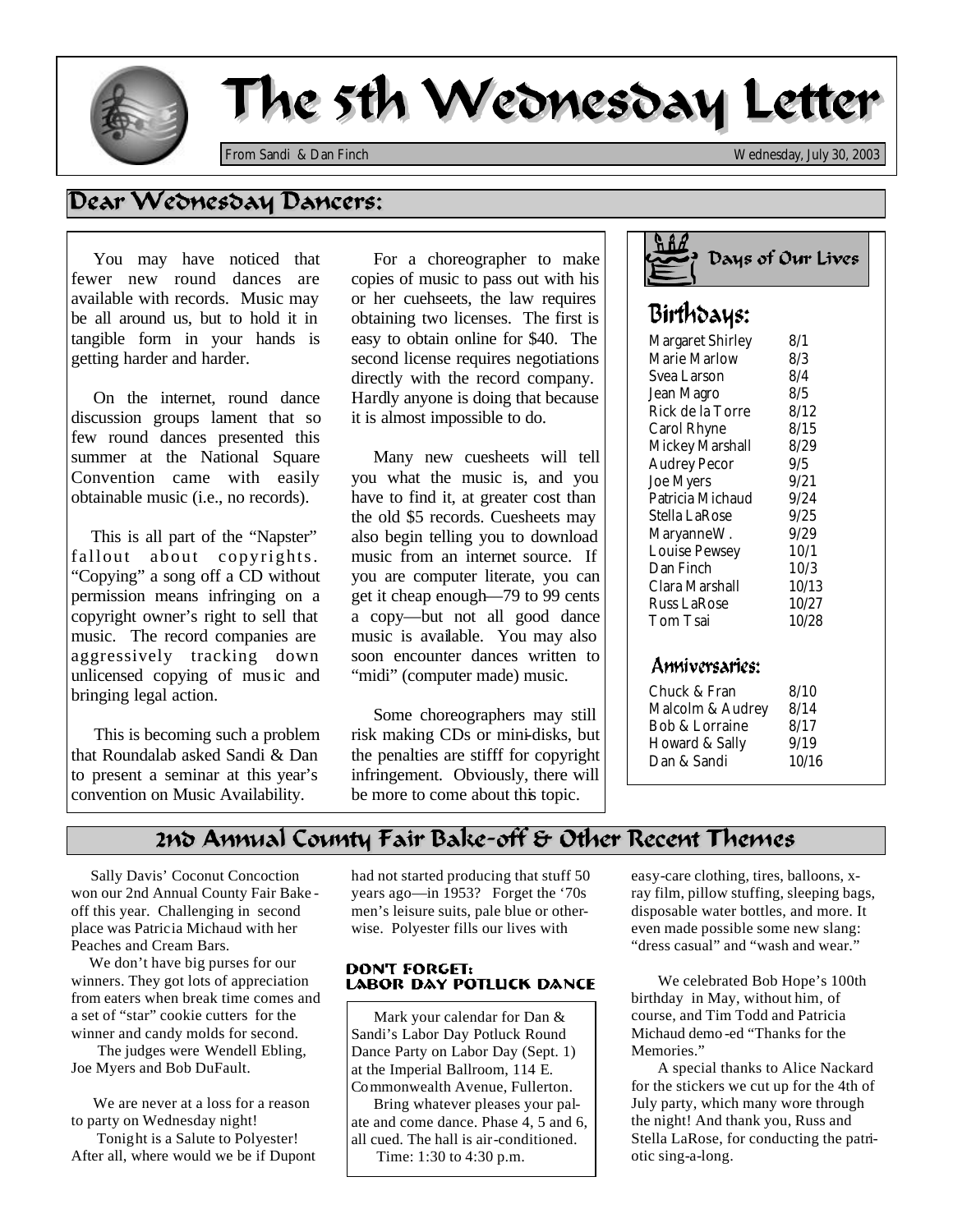# The 5th Wednesday Letter

From Sandi & Dan Finch — Wednesday, July 30, 2003

## Dear Wednesday Dancers:

You may have noticed that fewer new round dances are available with records. Music may be all around us, but to hold it in tangible form in your hands is getting harder and harder.

On the internet, round dance discussion groups lament that so few round dances presented this summer at the National Square Convention came with easily obtainable music (i.e., no records).

This is all part of the "Napster" fallout about copyrights. "Copying" a song off a CD without permission means infringing on a copyright owner's right to sell that music. The record companies are aggressively tracking down unlicensed copying of music and bringing legal action.

This is becoming such a problem that Roundalab asked Sandi & Dan to present a seminar at this year's convention on Music Availability.

For a choreographer to make copies of music to pass out with his or her cuehseets, the law requires obtaining two licenses. The first is easy to obtain online for $40. The second license requires negotiations directly with the record company. Hardly anyone is doing that because it is almost impossible to do.

Many new cuesheets will tell you what the music is, and you have to find it, at greater cost than the old $5 records. Cuesheets may also begin telling you to download music from an internet source. If you are computer literate, you can get it cheap enough—79 to 99 cents a copy—but not all good dance music is available. You may also soon encounter dances written to "midi" (computer made) music.

Some choreographers may still risk making CDs or mini-disks, but the penalties are stifff for copyright infringement. Obviously, there will be more to come about this topic.

### Days of Our Lives

#### Birthdays:

| Name | Date |
|---|---|
| Margaret Shirley | 8/1 |
| Marie Marlow | 8/3 |
| Svea Larson | 8/4 |
| Jean Magro | 8/5 |
| Rick de la Torre | 8/12 |
| Carol Rhyne | 8/15 |
| Mickey Marshall | 8/29 |
| Audrey Pecor | 9/5 |
| Joe Myers | 9/21 |
| Patricia Michaud | 9/24 |
| Stella LaRose | 9/25 |
| MaryanneW. | 9/29 |
| Louise Pewsey | 10/1 |
| Dan Finch | 10/3 |
| Clara Marshall | 10/13 |
| Russ LaRose | 10/27 |
| Tom Tsai | 10/28 |

#### Anniversaries:

| Names | Date |
|---|---|
| Chuck & Fran | 8/10 |
| Malcolm & Audrey | 8/14 |
| Bob & Lorraine | 8/17 |
| Howard & Sally | 9/19 |
| Dan & Sandi | 10/16 |

## 2nd Annual County Fair Bake-off & Other Recent Themes

Sally Davis' Coconut Concoction won our 2nd Annual County Fair Bake-off this year. Challenging in second place was Patricia Michaud with her Peaches and Cream Bars.

We don't have big purses for our winners. They got lots of appreciation from eaters when break time comes and a set of "star" cookie cutters for the winner and candy molds for second.

The judges were Wendell Ebling, Joe Myers and Bob DuFault.

We are never at a loss for a reason to party on Wednesday night!

Tonight is a Salute to Polyester! After all, where would we be if Dupont had not started producing that stuff 50 years ago—in 1953? Forget the '70s men's leisure suits, pale blue or otherwise. Polyester fills our lives with easy-care clothing, tires, balloons, x-ray film, pillow stuffing, sleeping bags, disposable water bottles, and more. It even made possible some new slang: "dress casual" and "wash and wear."

We celebrated Bob Hope's 100th birthday in May, without him, of course, and Tim Todd and Patricia Michaud demo-ed "Thanks for the Memories."

A special thanks to Alice Nackard for the stickers we cut up for the 4th of July party, which many wore through the night! And thank you, Russ and Stella LaRose, for conducting the patriotic sing-a-long.

### DON'T FORGET: LABOR DAY POTLUCK DANCE

Mark your calendar for Dan & Sandi's Labor Day Potluck Round Dance Party on Labor Day (Sept. 1) at the Imperial Ballroom, 114 E. Commonwealth Avenue, Fullerton.

Bring whatever pleases your palate and come dance. Phase 4, 5 and 6, all cued. The hall is air-conditioned.

Time: 1:30 to 4:30 p.m.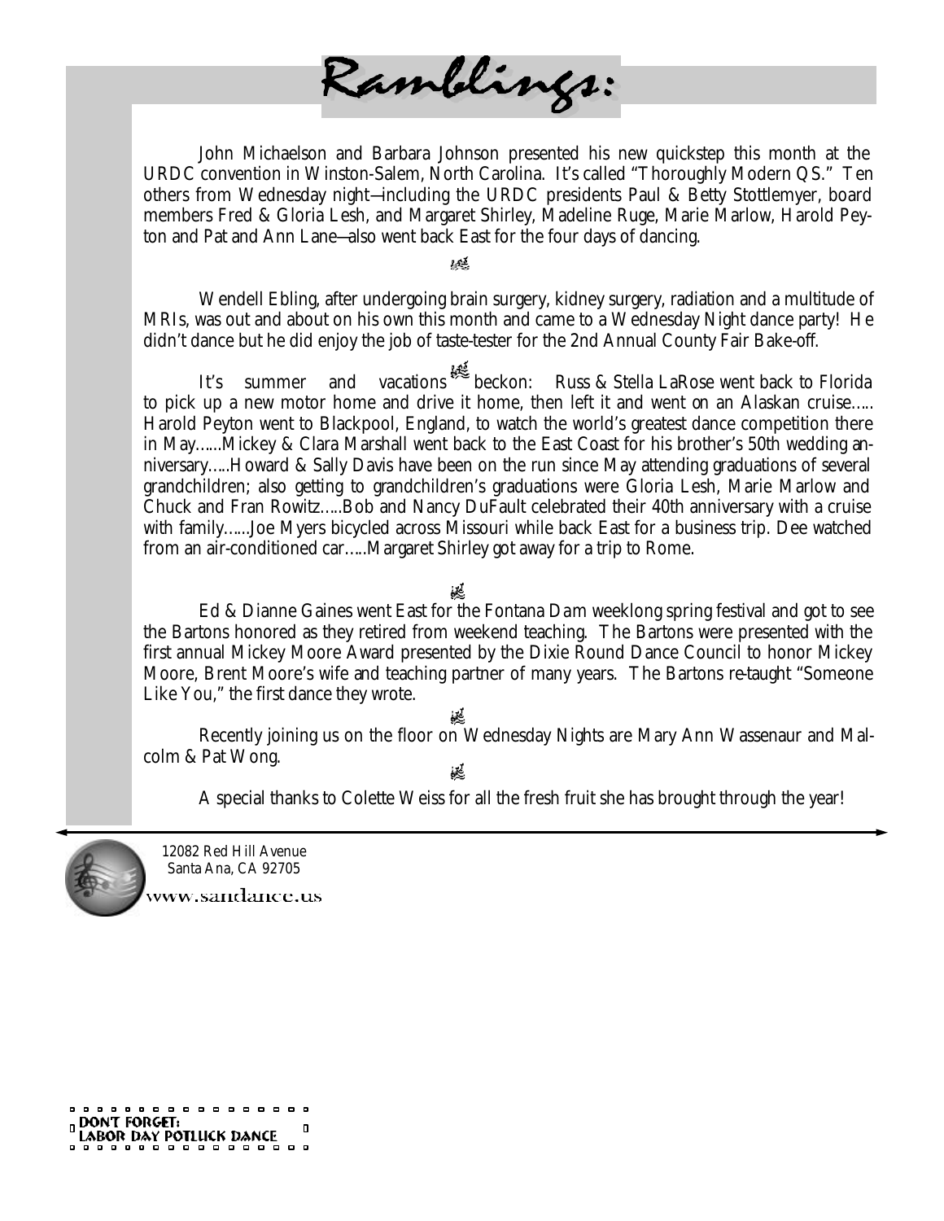# Ramblings:

John Michaelson and Barbara Johnson presented his new quickstep this month at the URDC convention in Winston-Salem, North Carolina. It's called "Thoroughly Modern QS." Ten others from Wednesday night—including the URDC presidents Paul & Betty Stottlemyer, board members Fred & Gloria Lesh, and Margaret Shirley, Madeline Ruge, Marie Marlow, Harold Peyton and Pat and Ann Lane—also went back East for the four days of dancing.

Wendell Ebling, after undergoing brain surgery, kidney surgery, radiation and a multitude of MRIs, was out and about on his own this month and came to a Wednesday Night dance party! He didn't dance but he did enjoy the job of taste-tester for the 2nd Annual County Fair Bake-off.

It's summer and vacations beckon: Russ & Stella LaRose went back to Florida to pick up a new motor home and drive it home, then left it and went on an Alaskan cruise….. Harold Peyton went to Blackpool, England, to watch the world's greatest dance competition there in May......Mickey & Clara Marshall went back to the East Coast for his brother's 50th wedding anniversary…..Howard & Sally Davis have been on the run since May attending graduations of several grandchildren; also getting to grandchildren's graduations were Gloria Lesh, Marie Marlow and Chuck and Fran Rowitz…..Bob and Nancy DuFault celebrated their 40th anniversary with a cruise with family......Joe Myers bicycled across Missouri while back East for a business trip. Dee watched from an air-conditioned car…..Margaret Shirley got away for a trip to Rome.

Ed & Dianne Gaines went East for the Fontana Dam weeklong spring festival and got to see the Bartons honored as they retired from weekend teaching. The Bartons were presented with the first annual Mickey Moore Award presented by the Dixie Round Dance Council to honor Mickey Moore, Brent Moore's wife and teaching partner of many years. The Bartons re-taught "Someone Like You," the first dance they wrote.

Recently joining us on the floor on Wednesday Nights are Mary Ann Wassenaur and Malcolm & Pat Wong.

A special thanks to Colette Weiss for all the fresh fruit she has brought through the year!

12082 Red Hill Avenue
Santa Ana, CA 92705
www.sandance.us

**DON'T FORGET:**
**LABOR DAY POTLUCK DANCE**